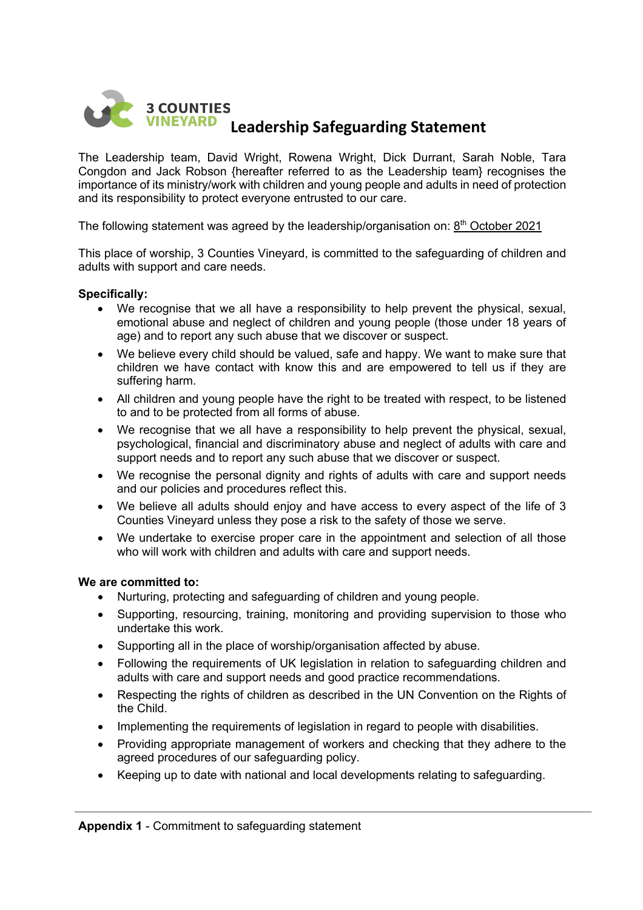**3 COUNTIES VINEYARD**

# Leadership Safeguarding Statement

The Leadership team, David Wright, Rowena Wright, Dick Durrant, Sarah Noble, Tara Congdon and Jack Robson {hereafter referred to as the Leadership team} recognises the importance of its ministry/work with children and young people and adults in need of protection and its responsibility to protect everyone entrusted to our care.

The following statement was agreed by the leadership/organisation on: <u>8th October 2021</u>

This place of worship, 3 Counties Vineyard, is committed to the safeguarding of children and adults with support and care needs.

**Specifically:**

- We recognise that we all have a responsibility to help prevent the physical, sexual, emotional abuse and neglect of children and young people (those under 18 years of age) and to report any such abuse that we discover or suspect.
- We believe every child should be valued, safe and happy. We want to make sure that children we have contact with know this and are empowered to tell us if they are suffering harm.
- All children and young people have the right to be treated with respect, to be listened to and to be protected from all forms of abuse.
- We recognise that we all have a responsibility to help prevent the physical, sexual, psychological, financial and discriminatory abuse and neglect of adults with care and support needs and to report any such abuse that we discover or suspect.
- We recognise the personal dignity and rights of adults with care and support needs and our policies and procedures reflect this.
- We believe all adults should enjoy and have access to every aspect of the life of 3 Counties Vineyard unless they pose a risk to the safety of those we serve.
- We undertake to exercise proper care in the appointment and selection of all those who will work with children and adults with care and support needs.

**We are committed to:**

- Nurturing, protecting and safeguarding of children and young people.
- Supporting, resourcing, training, monitoring and providing supervision to those who undertake this work.
- Supporting all in the place of worship/organisation affected by abuse.
- Following the requirements of UK legislation in relation to safeguarding children and adults with care and support needs and good practice recommendations.
- Respecting the rights of children as described in the UN Convention on the Rights of the Child.
- Implementing the requirements of legislation in regard to people with disabilities.
- Providing appropriate management of workers and checking that they adhere to the agreed procedures of our safeguarding policy.
- Keeping up to date with national and local developments relating to safeguarding.

**Appendix 1** - Commitment to safeguarding statement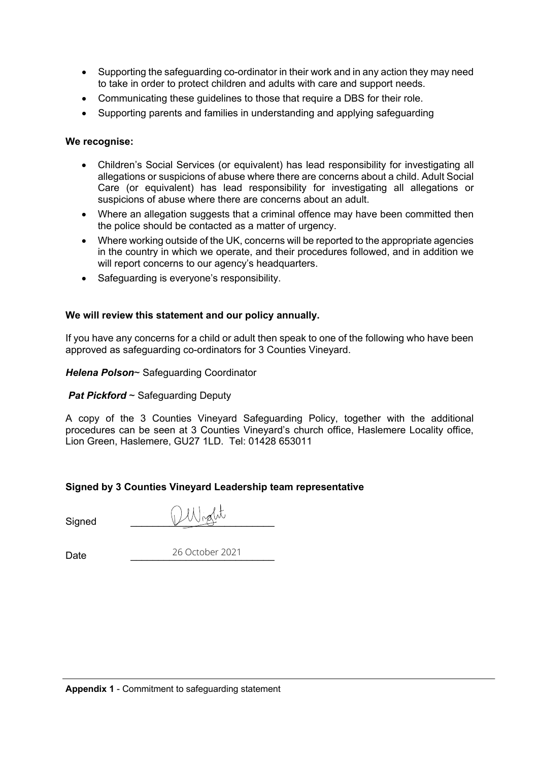- Supporting the safeguarding co-ordinator in their work and in any action they may need to take in order to protect children and adults with care and support needs.
- Communicating these guidelines to those that require a DBS for their role.
- Supporting parents and families in understanding and applying safeguarding

**We recognise:**

- Children's Social Services (or equivalent) has lead responsibility for investigating all allegations or suspicions of abuse where there are concerns about a child. Adult Social Care (or equivalent) has lead responsibility for investigating all allegations or suspicions of abuse where there are concerns about an adult.
- Where an allegation suggests that a criminal offence may have been committed then the police should be contacted as a matter of urgency.
- Where working outside of the UK, concerns will be reported to the appropriate agencies in the country in which we operate, and their procedures followed, and in addition we will report concerns to our agency's headquarters.
- Safeguarding is everyone's responsibility.

**We will review this statement and our policy annually.**

If you have any concerns for a child or adult then speak to one of the following who have been approved as safeguarding co-ordinators for 3 Counties Vineyard.

***Helena Polson***~ Safeguarding Coordinator

***Pat Pickford*** ~ Safeguarding Deputy

A copy of the 3 Counties Vineyard Safeguarding Policy, together with the additional procedures can be seen at 3 Counties Vineyard's church office, Haslemere Locality office, Lion Green, Haslemere, GU27 1LD. Tel: 01428 653011

**Signed by 3 Counties Vineyard Leadership team representative**

Signed DWright

Date 26 October 2021

**Appendix 1** - Commitment to safeguarding statement